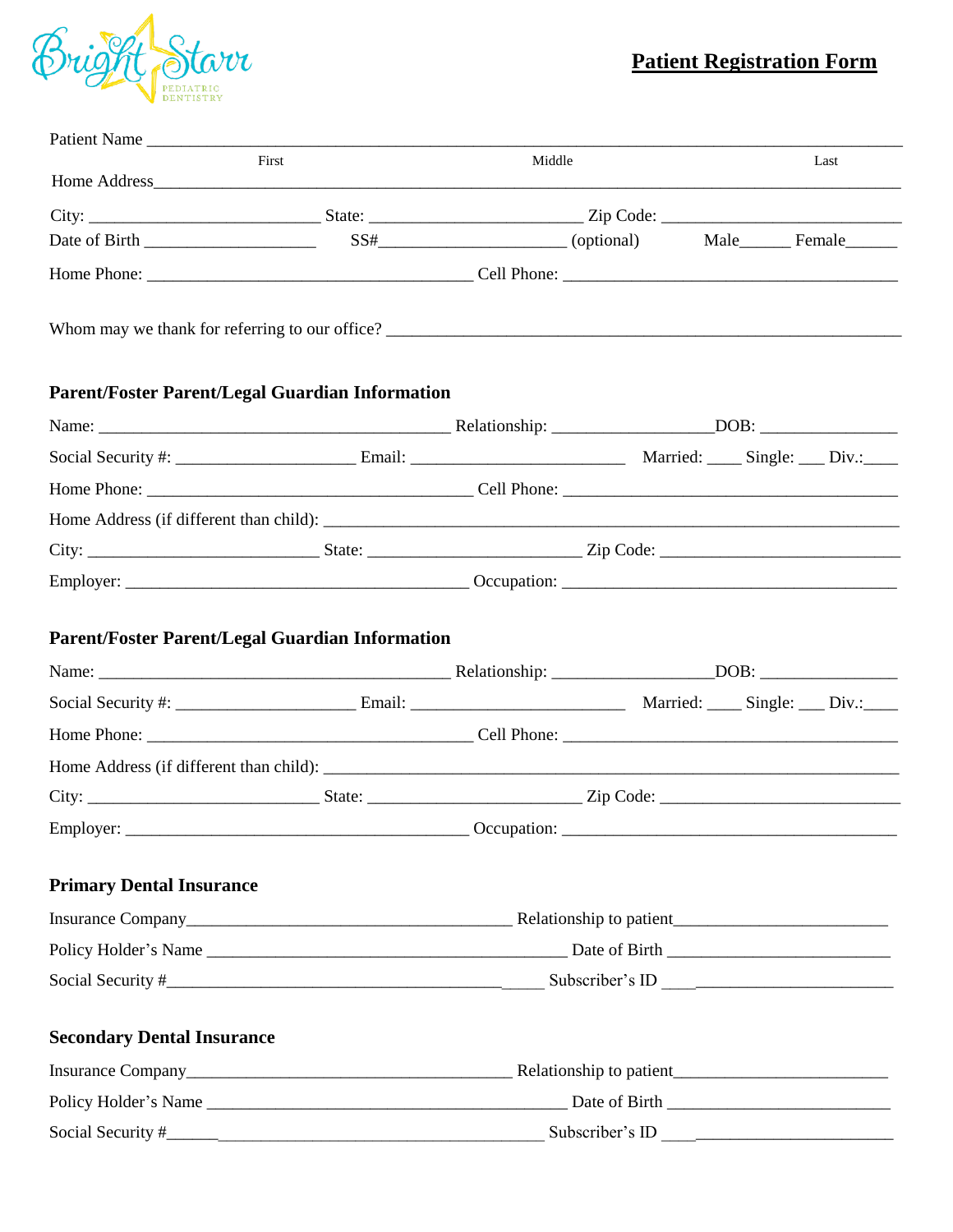Bright Starr PEDIATRIC DENTISTRY

# Patient Registration Form

Patient Name ___________________________________________________________________________
First Middle Last

Home Address___________________________________________________________________________

City: ___________________________ State: ________________________ Zip Code: ___________________________

Date of Birth ____________________ SS#______________________ (optional) Male______ Female______

Home Phone: ______________________________________ Cell Phone: _______________________________________

Whom may we thank for referring to our office? ___________________________________________________________

## Parent/Foster Parent/Legal Guardian Information

Name: _________________________________________ Relationship: __________________DOB: ________________

Social Security #: _____________________ Email: _________________________ Married: ____ Single: ___ Div.:____

Home Phone: ______________________________________ Cell Phone: _______________________________________

Home Address (if different than child): ____________________________________________________________________

City: ___________________________ State: ________________________ Zip Code: ___________________________

Employer: ________________________________________ Occupation: _______________________________________

## Parent/Foster Parent/Legal Guardian Information

Name: _________________________________________ Relationship: __________________DOB: ________________

Social Security #: _____________________ Email: _________________________ Married: ____ Single: ___ Div.:____

Home Phone: ______________________________________ Cell Phone: _______________________________________

Home Address (if different than child): ____________________________________________________________________

City: ___________________________ State: ________________________ Zip Code: ___________________________

Employer: ________________________________________ Occupation: _______________________________________

## Primary Dental Insurance

Insurance Company______________________________________ Relationship to patient________________________

Policy Holder's Name __________________________________________ Date of Birth _________________________

Social Security #_______________________________________________ Subscriber's ID ________________________

## Secondary Dental Insurance

Insurance Company______________________________________ Relationship to patient________________________

Policy Holder's Name __________________________________________ Date of Birth _________________________

Social Security #_______________________________________________ Subscriber's ID ________________________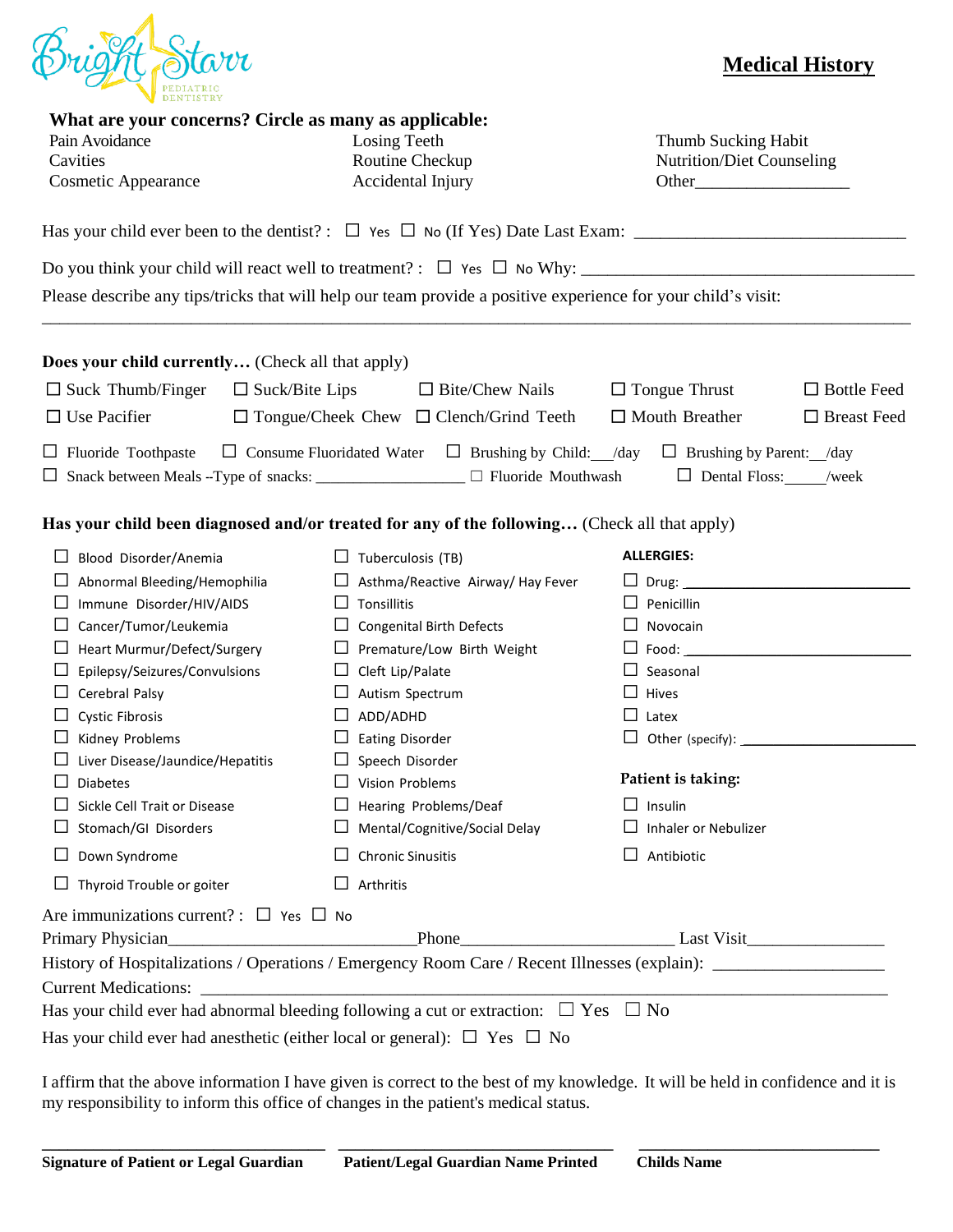Bright Starr PEDIATRIC DENTISTRY

# Medical History

**What are your concerns? Circle as many as applicable:**

Pain Avoidance
Cavities
Cosmetic Appearance
Losing Teeth
Routine Checkup
Accidental Injury
Thumb Sucking Habit
Nutrition/Diet Counseling
Other__________________

Has your child ever been to the dentist? : ☐ Yes ☐ No (If Yes) Date Last Exam: ______________________________

Do you think your child will react well to treatment? : ☐ Yes ☐ No Why: ______________________________________

Please describe any tips/tricks that will help our team provide a positive experience for your child's visit:

______________________________________________________________________________________________

**Does your child currently…** (Check all that apply)

☐ Suck Thumb/Finger ☐ Suck/Bite Lips ☐ Bite/Chew Nails ☐ Tongue Thrust ☐ Bottle Feed
☐ Use Pacifier ☐ Tongue/Cheek Chew ☐ Clench/Grind Teeth ☐ Mouth Breather ☐ Breast Feed

☐ Fluoride Toothpaste ☐ Consume Fluoridated Water ☐ Brushing by Child:__/day ☐ Brushing by Parent:__/day
☐ Snack between Meals --Type of snacks: __________________ ☐ Fluoride Mouthwash ☐ Dental Floss:_____/week

**Has your child been diagnosed and/or treated for any of the following…** (Check all that apply)

☐ Blood Disorder/Anemia
☐ Abnormal Bleeding/Hemophilia
☐ Immune Disorder/HIV/AIDS
☐ Cancer/Tumor/Leukemia
☐ Heart Murmur/Defect/Surgery
☐ Epilepsy/Seizures/Convulsions
☐ Cerebral Palsy
☐ Cystic Fibrosis
☐ Kidney Problems
☐ Liver Disease/Jaundice/Hepatitis
☐ Diabetes
☐ Sickle Cell Trait or Disease
☐ Stomach/GI Disorders
☐ Down Syndrome
☐ Thyroid Trouble or goiter

☐ Tuberculosis (TB)
☐ Asthma/Reactive Airway/ Hay Fever
☐ Tonsillitis
☐ Congenital Birth Defects
☐ Premature/Low Birth Weight
☐ Cleft Lip/Palate
☐ Autism Spectrum
☐ ADD/ADHD
☐ Eating Disorder
☐ Speech Disorder
☐ Vision Problems
☐ Hearing Problems/Deaf
☐ Mental/Cognitive/Social Delay
☐ Chronic Sinusitis
☐ Arthritis

**ALLERGIES:**

☐ Drug: ______________________
☐ Penicillin
☐ Novocain
☐ Food: ______________________
☐ Seasonal
☐ Hives
☐ Latex
☐ Other (specify): ________________

**Patient is taking:**

☐ Insulin
☐ Inhaler or Nebulizer
☐ Antibiotic

Are immunizations current? : ☐ Yes ☐ No

Primary Physician____________________________Phone________________________ Last Visit________________

History of Hospitalizations / Operations / Emergency Room Care / Recent Illnesses (explain): ___________________

Current Medications: ______________________________________________________________________________

Has your child ever had abnormal bleeding following a cut or extraction: ☐ Yes ☐ No

Has your child ever had anesthetic (either local or general): ☐ Yes ☐ No

I affirm that the above information I have given is correct to the best of my knowledge. It will be held in confidence and it is my responsibility to inform this office of changes in the patient's medical status.

______________________________ ______________________________ ______________________________

**Signature of Patient or Legal Guardian** **Patient/Legal Guardian Name Printed** **Childs Name**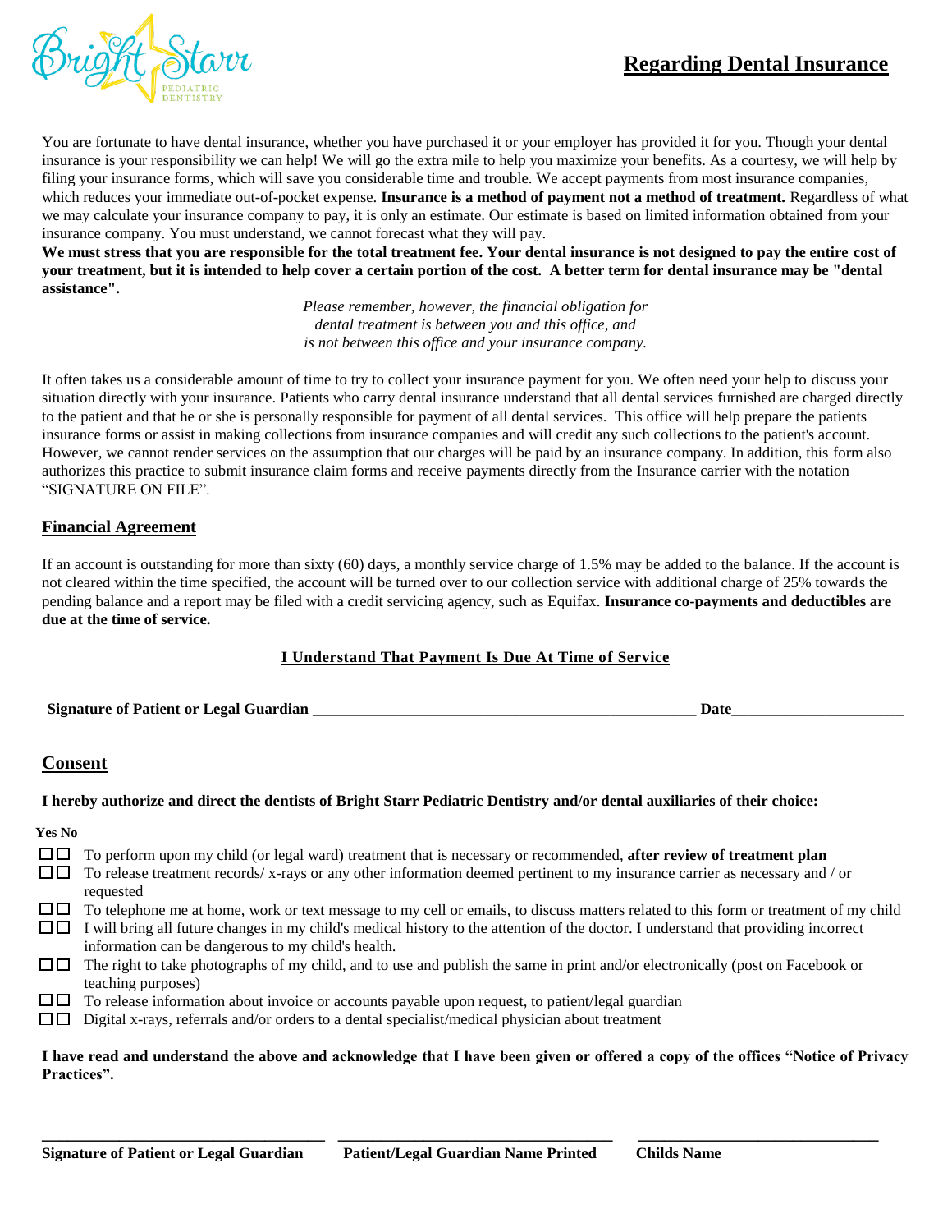# Regarding Dental Insurance

You are fortunate to have dental insurance, whether you have purchased it or your employer has provided it for you. Though your dental insurance is your responsibility we can help! We will go the extra mile to help you maximize your benefits. As a courtesy, we will help by filing your insurance forms, which will save you considerable time and trouble. We accept payments from most insurance companies, which reduces your immediate out-of-pocket expense. **Insurance is a method of payment not a method of treatment.** Regardless of what we may calculate your insurance company to pay, it is only an estimate. Our estimate is based on limited information obtained from your insurance company. You must understand, we cannot forecast what they will pay.

**We must stress that you are responsible for the total treatment fee. Your dental insurance is not designed to pay the entire cost of your treatment, but it is intended to help cover a certain portion of the cost. A better term for dental insurance may be "dental assistance".**

*Please remember, however, the financial obligation for dental treatment is between you and this office, and is not between this office and your insurance company.*

It often takes us a considerable amount of time to try to collect your insurance payment for you. We often need your help to discuss your situation directly with your insurance. Patients who carry dental insurance understand that all dental services furnished are charged directly to the patient and that he or she is personally responsible for payment of all dental services. This office will help prepare the patients insurance forms or assist in making collections from insurance companies and will credit any such collections to the patient's account. However, we cannot render services on the assumption that our charges will be paid by an insurance company. In addition, this form also authorizes this practice to submit insurance claim forms and receive payments directly from the Insurance carrier with the notation "SIGNATURE ON FILE".

## Financial Agreement

If an account is outstanding for more than sixty (60) days, a monthly service charge of 1.5% may be added to the balance. If the account is not cleared within the time specified, the account will be turned over to our collection service with additional charge of 25% towards the pending balance and a report may be filed with a credit servicing agency, such as Equifax. **Insurance co-payments and deductibles are due at the time of service.**

**I Understand That Payment Is Due At Time of Service**

**Signature of Patient or Legal Guardian** __________________________________________________ **Date**______________________

## Consent

**I hereby authorize and direct the dentists of Bright Starr Pediatric Dentistry and/or dental auxiliaries of their choice:**

**Yes No**

- ☐ ☐ To perform upon my child (or legal ward) treatment that is necessary or recommended, **after review of treatment plan**
- ☐ ☐ To release treatment records/ x-rays or any other information deemed pertinent to my insurance carrier as necessary and / or requested
- ☐ ☐ To telephone me at home, work or text message to my cell or emails, to discuss matters related to this form or treatment of my child
- ☐ ☐ I will bring all future changes in my child's medical history to the attention of the doctor. I understand that providing incorrect information can be dangerous to my child's health.
- ☐ ☐ The right to take photographs of my child, and to use and publish the same in print and/or electronically (post on Facebook or teaching purposes)
- ☐ ☐ To release information about invoice or accounts payable upon request, to patient/legal guardian
- ☐ ☐ Digital x-rays, referrals and/or orders to a dental specialist/medical physician about treatment

**I have read and understand the above and acknowledge that I have been given or offered a copy of the offices "Notice of Privacy Practices".**

________________________________ ________________________________ ________________________________

**Signature of Patient or Legal Guardian** **Patient/Legal Guardian Name Printed** **Childs Name**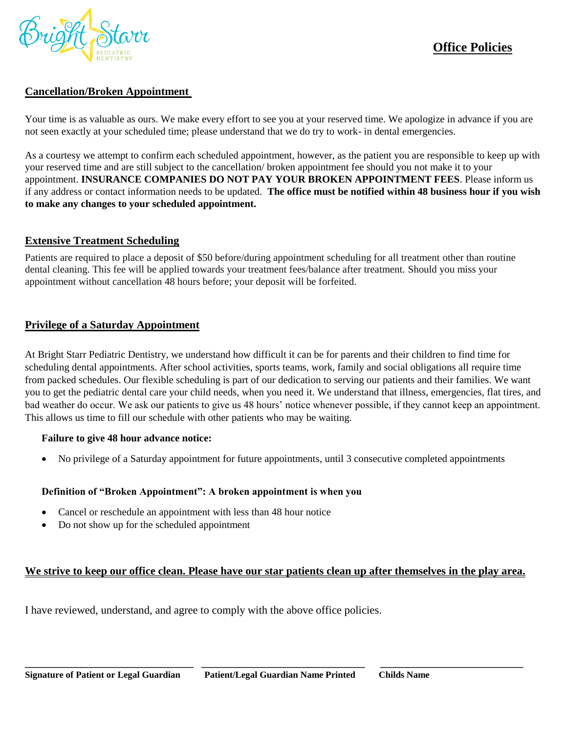Bright Starr PEDIATRIC DENTISTRY

# Office Policies

## Cancellation/Broken Appointment

Your time is as valuable as ours. We make every effort to see you at your reserved time. We apologize in advance if you are not seen exactly at your scheduled time; please understand that we do try to work- in dental emergencies.

As a courtesy we attempt to confirm each scheduled appointment, however, as the patient you are responsible to keep up with your reserved time and are still subject to the cancellation/ broken appointment fee should you not make it to your appointment. **INSURANCE COMPANIES DO NOT PAY YOUR BROKEN APPOINTMENT FEES**. Please inform us if any address or contact information needs to be updated. **The office must be notified within 48 business hour if you wish to make any changes to your scheduled appointment.**

## Extensive Treatment Scheduling

Patients are required to place a deposit of $50 before/during appointment scheduling for all treatment other than routine dental cleaning. This fee will be applied towards your treatment fees/balance after treatment. Should you miss your appointment without cancellation 48 hours before; your deposit will be forfeited.

## Privilege of a Saturday Appointment

At Bright Starr Pediatric Dentistry, we understand how difficult it can be for parents and their children to find time for scheduling dental appointments. After school activities, sports teams, work, family and social obligations all require time from packed schedules. Our flexible scheduling is part of our dedication to serving our patients and their families. We want you to get the pediatric dental care your child needs, when you need it. We understand that illness, emergencies, flat tires, and bad weather do occur. We ask our patients to give us 48 hours' notice whenever possible, if they cannot keep an appointment. This allows us time to fill our schedule with other patients who may be waiting.

**Failure to give 48 hour advance notice:**

- No privilege of a Saturday appointment for future appointments, until 3 consecutive completed appointments

**Definition of "Broken Appointment": A broken appointment is when you**

- Cancel or reschedule an appointment with less than 48 hour notice
- Do not show up for the scheduled appointment

**We strive to keep our office clean. Please have our star patients clean up after themselves in the play area.**

I have reviewed, understand, and agree to comply with the above office policies.

\_\_\_\_\_\_\_\_\_\_\_\_\_\_\_\_\_\_\_\_\_\_\_\_\_\_\_\_ **Signature of Patient or Legal Guardian**

\_\_\_\_\_\_\_\_\_\_\_\_\_\_\_\_\_\_\_\_\_\_\_\_\_\_\_\_ **Patient/Legal Guardian Name Printed**

\_\_\_\_\_\_\_\_\_\_\_\_\_\_\_\_\_\_\_\_\_\_\_\_\_\_\_\_ **Childs Name**